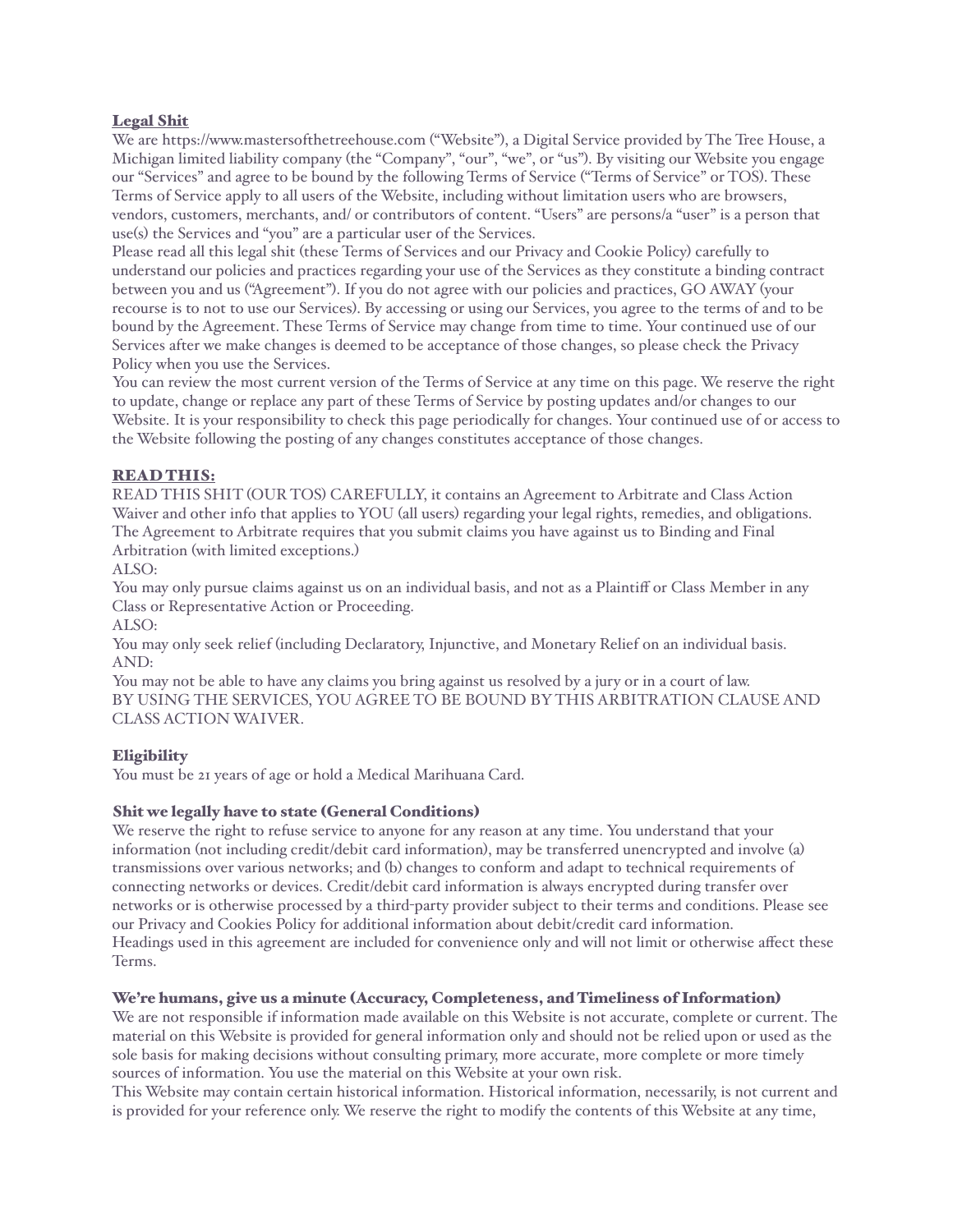**Legal Shit**

We are https://www.mastersofthetreehouse.com ("Website"), a Digital Service provided by The Tree House, a Michigan limited liability company (the "Company", "our", "we", or "us"). By visiting our Website you engage our "Services" and agree to be bound by the following Terms of Service ("Terms of Service" or TOS). These Terms of Service apply to all users of the Website, including without limitation users who are browsers, vendors, customers, merchants, and/ or contributors of content. "Users" are persons/a "user" is a person that use(s) the Services and "you" are a particular user of the Services.

Please read all this legal shit (these Terms of Services and our Privacy and Cookie Policy) carefully to understand our policies and practices regarding your use of the Services as they constitute a binding contract between you and us ("Agreement"). If you do not agree with our policies and practices, GO AWAY (your recourse is to not to use our Services). By accessing or using our Services, you agree to the terms of and to be bound by the Agreement. These Terms of Service may change from time to time. Your continued use of our Services after we make changes is deemed to be acceptance of those changes, so please check the Privacy Policy when you use the Services.

You can review the most current version of the Terms of Service at any time on this page. We reserve the right to update, change or replace any part of these Terms of Service by posting updates and/or changes to our Website. It is your responsibility to check this page periodically for changes. Your continued use of or access to the Website following the posting of any changes constitutes acceptance of those changes.

**READ THIS:**

READ THIS SHIT (OUR TOS) CAREFULLY, it contains an Agreement to Arbitrate and Class Action Waiver and other info that applies to YOU (all users) regarding your legal rights, remedies, and obligations. The Agreement to Arbitrate requires that you submit claims you have against us to Binding and Final Arbitration (with limited exceptions.)

ALSO:

You may only pursue claims against us on an individual basis, and not as a Plaintiff or Class Member in any Class or Representative Action or Proceeding.

ALSO:

You may only seek relief (including Declaratory, Injunctive, and Monetary Relief on an individual basis.

AND:

You may not be able to have any claims you bring against us resolved by a jury or in a court of law.

BY USING THE SERVICES, YOU AGREE TO BE BOUND BY THIS ARBITRATION CLAUSE AND CLASS ACTION WAIVER.

**Eligibility**

You must be 21 years of age or hold a Medical Marihuana Card.

**Shit we legally have to state (General Conditions)**

We reserve the right to refuse service to anyone for any reason at any time. You understand that your information (not including credit/debit card information), may be transferred unencrypted and involve (a) transmissions over various networks; and (b) changes to conform and adapt to technical requirements of connecting networks or devices. Credit/debit card information is always encrypted during transfer over networks or is otherwise processed by a third-party provider subject to their terms and conditions. Please see our Privacy and Cookies Policy for additional information about debit/credit card information.

Headings used in this agreement are included for convenience only and will not limit or otherwise affect these Terms.

**We're humans, give us a minute (Accuracy, Completeness, and Timeliness of Information)**

We are not responsible if information made available on this Website is not accurate, complete or current. The material on this Website is provided for general information only and should not be relied upon or used as the sole basis for making decisions without consulting primary, more accurate, more complete or more timely sources of information. You use the material on this Website at your own risk.

This Website may contain certain historical information. Historical information, necessarily, is not current and is provided for your reference only. We reserve the right to modify the contents of this Website at any time,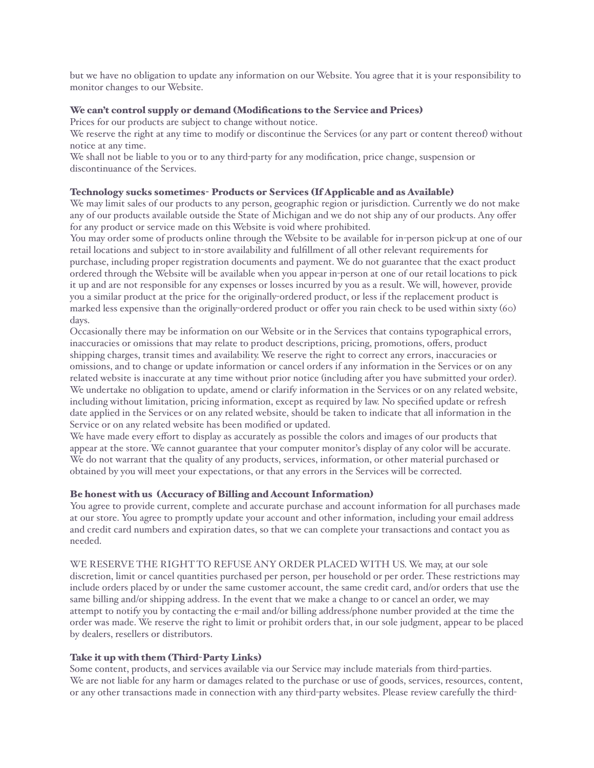but we have no obligation to update any information on our Website. You agree that it is your responsibility to monitor changes to our Website.

### We can't control supply or demand (Modifications to the Service and Prices)

Prices for our products are subject to change without notice.

We reserve the right at any time to modify or discontinue the Services (or any part or content thereof) without notice at any time.

We shall not be liable to you or to any third-party for any modification, price change, suspension or discontinuance of the Services.

### Technology sucks sometimes- Products or Services (If Applicable and as Available)

We may limit sales of our products to any person, geographic region or jurisdiction. Currently we do not make any of our products available outside the State of Michigan and we do not ship any of our products. Any offer for any product or service made on this Website is void where prohibited.

You may order some of products online through the Website to be available for in-person pick-up at one of our retail locations and subject to in-store availability and fulfillment of all other relevant requirements for purchase, including proper registration documents and payment. We do not guarantee that the exact product ordered through the Website will be available when you appear in-person at one of our retail locations to pick it up and are not responsible for any expenses or losses incurred by you as a result. We will, however, provide you a similar product at the price for the originally-ordered product, or less if the replacement product is marked less expensive than the originally-ordered product or offer you rain check to be used within sixty (60) days.

Occasionally there may be information on our Website or in the Services that contains typographical errors, inaccuracies or omissions that may relate to product descriptions, pricing, promotions, offers, product shipping charges, transit times and availability. We reserve the right to correct any errors, inaccuracies or omissions, and to change or update information or cancel orders if any information in the Services or on any related website is inaccurate at any time without prior notice (including after you have submitted your order). We undertake no obligation to update, amend or clarify information in the Services or on any related website, including without limitation, pricing information, except as required by law. No specified update or refresh date applied in the Services or on any related website, should be taken to indicate that all information in the Service or on any related website has been modified or updated.

We have made every effort to display as accurately as possible the colors and images of our products that appear at the store. We cannot guarantee that your computer monitor's display of any color will be accurate. We do not warrant that the quality of any products, services, information, or other material purchased or obtained by you will meet your expectations, or that any errors in the Services will be corrected.

### Be honest with us (Accuracy of Billing and Account Information)

You agree to provide current, complete and accurate purchase and account information for all purchases made at our store. You agree to promptly update your account and other information, including your email address and credit card numbers and expiration dates, so that we can complete your transactions and contact you as needed.

WE RESERVE THE RIGHT TO REFUSE ANY ORDER PLACED WITH US. We may, at our sole discretion, limit or cancel quantities purchased per person, per household or per order. These restrictions may include orders placed by or under the same customer account, the same credit card, and/or orders that use the same billing and/or shipping address. In the event that we make a change to or cancel an order, we may attempt to notify you by contacting the e-mail and/or billing address/phone number provided at the time the order was made. We reserve the right to limit or prohibit orders that, in our sole judgment, appear to be placed by dealers, resellers or distributors.

### Take it up with them (Third-Party Links)

Some content, products, and services available via our Service may include materials from third-parties.

We are not liable for any harm or damages related to the purchase or use of goods, services, resources, content, or any other transactions made in connection with any third-party websites. Please review carefully the third-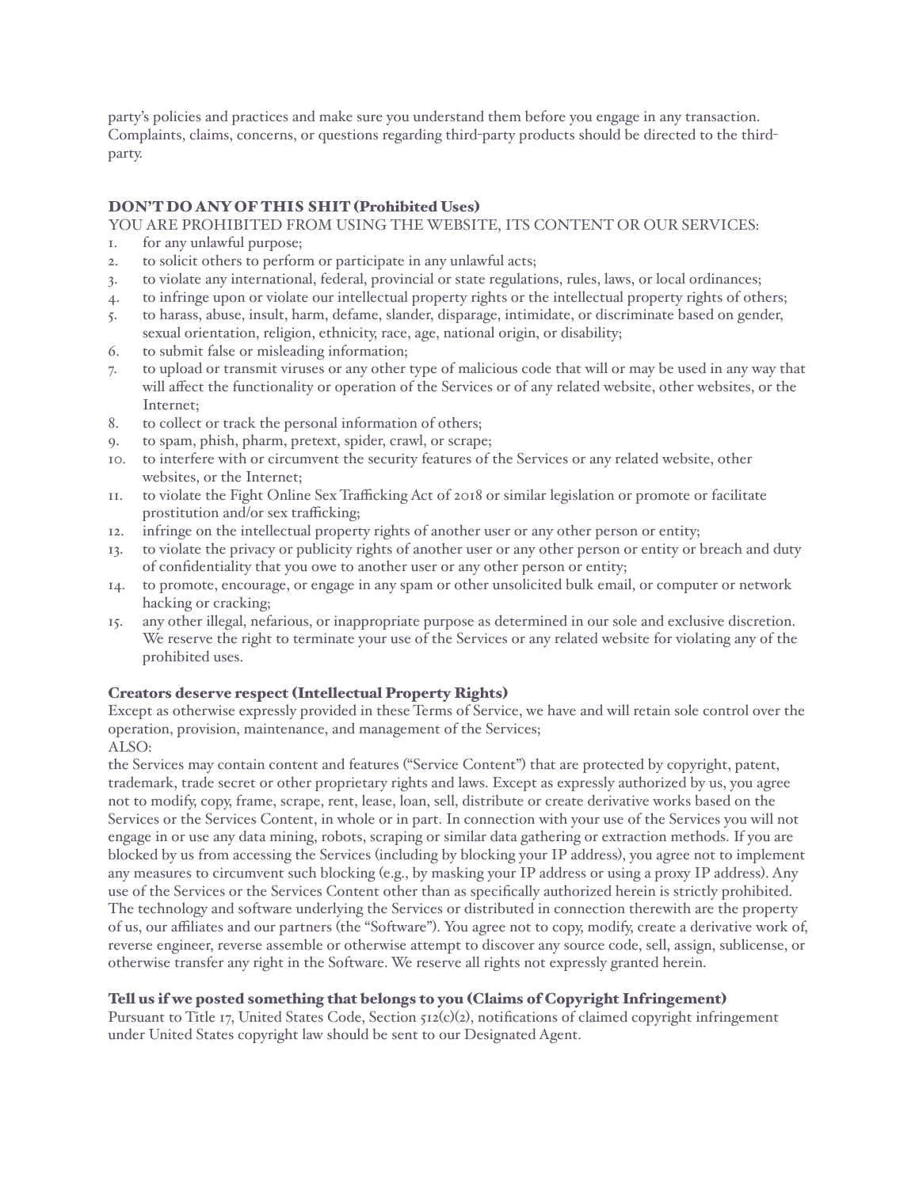party's policies and practices and make sure you understand them before you engage in any transaction. Complaints, claims, concerns, or questions regarding third-party products should be directed to the third-party.

### DON'T DO ANY OF THIS SHIT (Prohibited Uses)

YOU ARE PROHIBITED FROM USING THE WEBSITE, ITS CONTENT OR OUR SERVICES:

1. for any unlawful purpose;
2. to solicit others to perform or participate in any unlawful acts;
3. to violate any international, federal, provincial or state regulations, rules, laws, or local ordinances;
4. to infringe upon or violate our intellectual property rights or the intellectual property rights of others;
5. to harass, abuse, insult, harm, defame, slander, disparage, intimidate, or discriminate based on gender, sexual orientation, religion, ethnicity, race, age, national origin, or disability;
6. to submit false or misleading information;
7. to upload or transmit viruses or any other type of malicious code that will or may be used in any way that will affect the functionality or operation of the Services or of any related website, other websites, or the Internet;
8. to collect or track the personal information of others;
9. to spam, phish, pharm, pretext, spider, crawl, or scrape;
10. to interfere with or circumvent the security features of the Services or any related website, other websites, or the Internet;
11. to violate the Fight Online Sex Trafficking Act of 2018 or similar legislation or promote or facilitate prostitution and/or sex trafficking;
12. infringe on the intellectual property rights of another user or any other person or entity;
13. to violate the privacy or publicity rights of another user or any other person or entity or breach and duty of confidentiality that you owe to another user or any other person or entity;
14. to promote, encourage, or engage in any spam or other unsolicited bulk email, or computer or network hacking or cracking;
15. any other illegal, nefarious, or inappropriate purpose as determined in our sole and exclusive discretion. We reserve the right to terminate your use of the Services or any related website for violating any of the prohibited uses.

### Creators deserve respect (Intellectual Property Rights)

Except as otherwise expressly provided in these Terms of Service, we have and will retain sole control over the operation, provision, maintenance, and management of the Services;

ALSO:

the Services may contain content and features ("Service Content") that are protected by copyright, patent, trademark, trade secret or other proprietary rights and laws. Except as expressly authorized by us, you agree not to modify, copy, frame, scrape, rent, lease, loan, sell, distribute or create derivative works based on the Services or the Services Content, in whole or in part. In connection with your use of the Services you will not engage in or use any data mining, robots, scraping or similar data gathering or extraction methods. If you are blocked by us from accessing the Services (including by blocking your IP address), you agree not to implement any measures to circumvent such blocking (e.g., by masking your IP address or using a proxy IP address). Any use of the Services or the Services Content other than as specifically authorized herein is strictly prohibited. The technology and software underlying the Services or distributed in connection therewith are the property of us, our affiliates and our partners (the "Software"). You agree not to copy, modify, create a derivative work of, reverse engineer, reverse assemble or otherwise attempt to discover any source code, sell, assign, sublicense, or otherwise transfer any right in the Software. We reserve all rights not expressly granted herein.

### Tell us if we posted something that belongs to you (Claims of Copyright Infringement)

Pursuant to Title 17, United States Code, Section 512(c)(2), notifications of claimed copyright infringement under United States copyright law should be sent to our Designated Agent.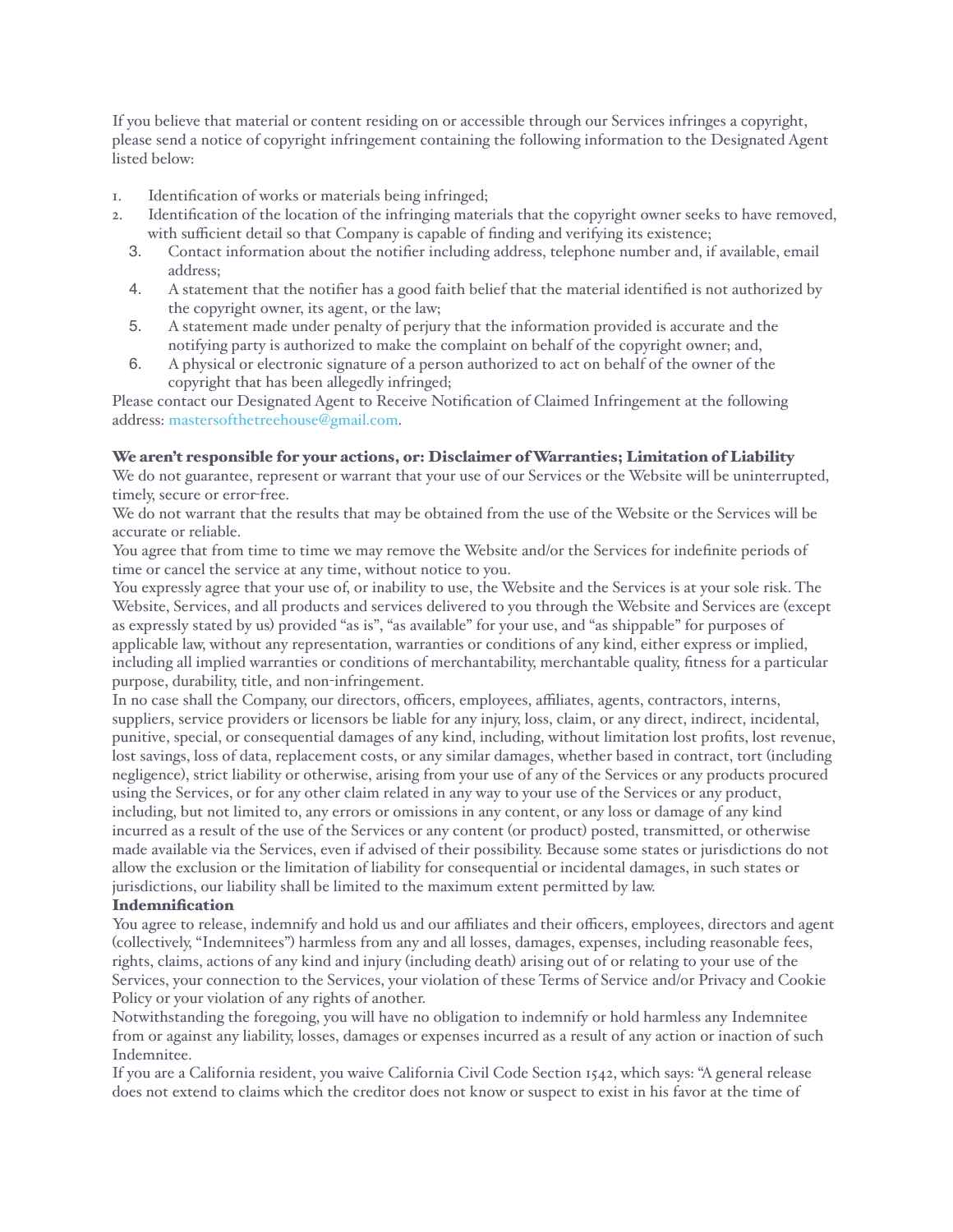If you believe that material or content residing on or accessible through our Services infringes a copyright, please send a notice of copyright infringement containing the following information to the Designated Agent listed below:

1. Identification of works or materials being infringed;
2. Identification of the location of the infringing materials that the copyright owner seeks to have removed, with sufficient detail so that Company is capable of finding and verifying its existence;
3. Contact information about the notifier including address, telephone number and, if available, email address;
4. A statement that the notifier has a good faith belief that the material identified is not authorized by the copyright owner, its agent, or the law;
5. A statement made under penalty of perjury that the information provided is accurate and the notifying party is authorized to make the complaint on behalf of the copyright owner; and,
6. A physical or electronic signature of a person authorized to act on behalf of the owner of the copyright that has been allegedly infringed;

Please contact our Designated Agent to Receive Notification of Claimed Infringement at the following address: mastersofthetreehouse@gmail.com.

**We aren't responsible for your actions, or: Disclaimer of Warranties; Limitation of Liability**

We do not guarantee, represent or warrant that your use of our Services or the Website will be uninterrupted, timely, secure or error-free.

We do not warrant that the results that may be obtained from the use of the Website or the Services will be accurate or reliable.

You agree that from time to time we may remove the Website and/or the Services for indefinite periods of time or cancel the service at any time, without notice to you.

You expressly agree that your use of, or inability to use, the Website and the Services is at your sole risk. The Website, Services, and all products and services delivered to you through the Website and Services are (except as expressly stated by us) provided "as is", "as available" for your use, and "as shippable" for purposes of applicable law, without any representation, warranties or conditions of any kind, either express or implied, including all implied warranties or conditions of merchantability, merchantable quality, fitness for a particular purpose, durability, title, and non-infringement.

In no case shall the Company, our directors, officers, employees, affiliates, agents, contractors, interns, suppliers, service providers or licensors be liable for any injury, loss, claim, or any direct, indirect, incidental, punitive, special, or consequential damages of any kind, including, without limitation lost profits, lost revenue, lost savings, loss of data, replacement costs, or any similar damages, whether based in contract, tort (including negligence), strict liability or otherwise, arising from your use of any of the Services or any products procured using the Services, or for any other claim related in any way to your use of the Services or any product, including, but not limited to, any errors or omissions in any content, or any loss or damage of any kind incurred as a result of the use of the Services or any content (or product) posted, transmitted, or otherwise made available via the Services, even if advised of their possibility. Because some states or jurisdictions do not allow the exclusion or the limitation of liability for consequential or incidental damages, in such states or jurisdictions, our liability shall be limited to the maximum extent permitted by law.

**Indemnification**

You agree to release, indemnify and hold us and our affiliates and their officers, employees, directors and agent (collectively, "Indemnitees") harmless from any and all losses, damages, expenses, including reasonable fees, rights, claims, actions of any kind and injury (including death) arising out of or relating to your use of the Services, your connection to the Services, your violation of these Terms of Service and/or Privacy and Cookie Policy or your violation of any rights of another.

Notwithstanding the foregoing, you will have no obligation to indemnify or hold harmless any Indemnitee from or against any liability, losses, damages or expenses incurred as a result of any action or inaction of such Indemnitee.

If you are a California resident, you waive California Civil Code Section 1542, which says: "A general release does not extend to claims which the creditor does not know or suspect to exist in his favor at the time of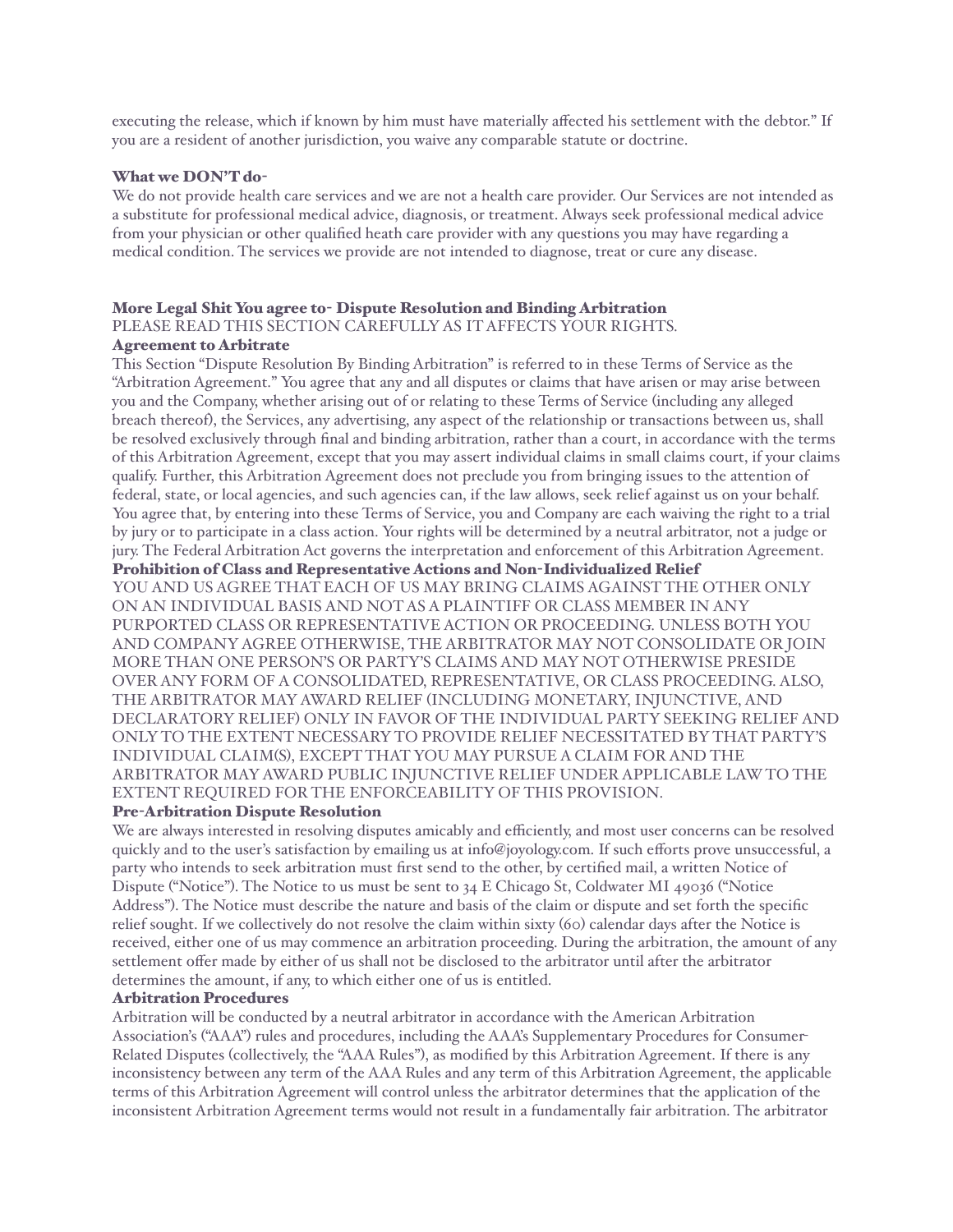executing the release, which if known by him must have materially affected his settlement with the debtor." If you are a resident of another jurisdiction, you waive any comparable statute or doctrine.

### What we DON'T do-

We do not provide health care services and we are not a health care provider. Our Services are not intended as a substitute for professional medical advice, diagnosis, or treatment. Always seek professional medical advice from your physician or other qualified heath care provider with any questions you may have regarding a medical condition. The services we provide are not intended to diagnose, treat or cure any disease.

### More Legal Shit You agree to- Dispute Resolution and Binding Arbitration

PLEASE READ THIS SECTION CAREFULLY AS IT AFFECTS YOUR RIGHTS.

### Agreement to Arbitrate

This Section "Dispute Resolution By Binding Arbitration" is referred to in these Terms of Service as the "Arbitration Agreement." You agree that any and all disputes or claims that have arisen or may arise between you and the Company, whether arising out of or relating to these Terms of Service (including any alleged breach thereof), the Services, any advertising, any aspect of the relationship or transactions between us, shall be resolved exclusively through final and binding arbitration, rather than a court, in accordance with the terms of this Arbitration Agreement, except that you may assert individual claims in small claims court, if your claims qualify. Further, this Arbitration Agreement does not preclude you from bringing issues to the attention of federal, state, or local agencies, and such agencies can, if the law allows, seek relief against us on your behalf. You agree that, by entering into these Terms of Service, you and Company are each waiving the right to a trial by jury or to participate in a class action. Your rights will be determined by a neutral arbitrator, not a judge or jury. The Federal Arbitration Act governs the interpretation and enforcement of this Arbitration Agreement.

### Prohibition of Class and Representative Actions and Non-Individualized Relief

YOU AND US AGREE THAT EACH OF US MAY BRING CLAIMS AGAINST THE OTHER ONLY ON AN INDIVIDUAL BASIS AND NOT AS A PLAINTIFF OR CLASS MEMBER IN ANY PURPORTED CLASS OR REPRESENTATIVE ACTION OR PROCEEDING. UNLESS BOTH YOU AND COMPANY AGREE OTHERWISE, THE ARBITRATOR MAY NOT CONSOLIDATE OR JOIN MORE THAN ONE PERSON'S OR PARTY'S CLAIMS AND MAY NOT OTHERWISE PRESIDE OVER ANY FORM OF A CONSOLIDATED, REPRESENTATIVE, OR CLASS PROCEEDING. ALSO, THE ARBITRATOR MAY AWARD RELIEF (INCLUDING MONETARY, INJUNCTIVE, AND DECLARATORY RELIEF) ONLY IN FAVOR OF THE INDIVIDUAL PARTY SEEKING RELIEF AND ONLY TO THE EXTENT NECESSARY TO PROVIDE RELIEF NECESSITATED BY THAT PARTY'S INDIVIDUAL CLAIM(S), EXCEPT THAT YOU MAY PURSUE A CLAIM FOR AND THE ARBITRATOR MAY AWARD PUBLIC INJUNCTIVE RELIEF UNDER APPLICABLE LAW TO THE EXTENT REQUIRED FOR THE ENFORCEABILITY OF THIS PROVISION.

### Pre-Arbitration Dispute Resolution

We are always interested in resolving disputes amicably and efficiently, and most user concerns can be resolved quickly and to the user's satisfaction by emailing us at info@joyology.com. If such efforts prove unsuccessful, a party who intends to seek arbitration must first send to the other, by certified mail, a written Notice of Dispute ("Notice"). The Notice to us must be sent to 34 E Chicago St, Coldwater MI 49036 ("Notice Address"). The Notice must describe the nature and basis of the claim or dispute and set forth the specific relief sought. If we collectively do not resolve the claim within sixty (60) calendar days after the Notice is received, either one of us may commence an arbitration proceeding. During the arbitration, the amount of any settlement offer made by either of us shall not be disclosed to the arbitrator until after the arbitrator determines the amount, if any, to which either one of us is entitled.

### Arbitration Procedures

Arbitration will be conducted by a neutral arbitrator in accordance with the American Arbitration Association's ("AAA") rules and procedures, including the AAA's Supplementary Procedures for Consumer-Related Disputes (collectively, the "AAA Rules"), as modified by this Arbitration Agreement. If there is any inconsistency between any term of the AAA Rules and any term of this Arbitration Agreement, the applicable terms of this Arbitration Agreement will control unless the arbitrator determines that the application of the inconsistent Arbitration Agreement terms would not result in a fundamentally fair arbitration. The arbitrator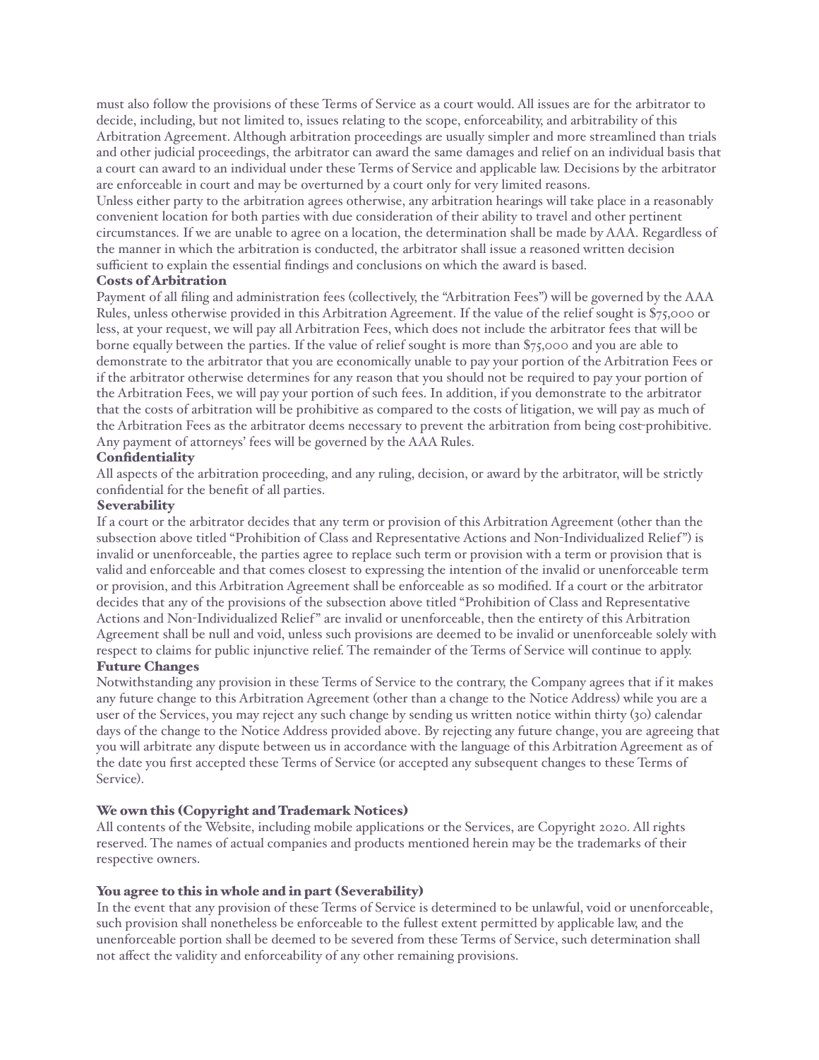must also follow the provisions of these Terms of Service as a court would. All issues are for the arbitrator to decide, including, but not limited to, issues relating to the scope, enforceability, and arbitrability of this Arbitration Agreement. Although arbitration proceedings are usually simpler and more streamlined than trials and other judicial proceedings, the arbitrator can award the same damages and relief on an individual basis that a court can award to an individual under these Terms of Service and applicable law. Decisions by the arbitrator are enforceable in court and may be overturned by a court only for very limited reasons.

Unless either party to the arbitration agrees otherwise, any arbitration hearings will take place in a reasonably convenient location for both parties with due consideration of their ability to travel and other pertinent circumstances. If we are unable to agree on a location, the determination shall be made by AAA. Regardless of the manner in which the arbitration is conducted, the arbitrator shall issue a reasoned written decision sufficient to explain the essential findings and conclusions on which the award is based.

**Costs of Arbitration**

Payment of all filing and administration fees (collectively, the "Arbitration Fees") will be governed by the AAA Rules, unless otherwise provided in this Arbitration Agreement. If the value of the relief sought is $75,000 or less, at your request, we will pay all Arbitration Fees, which does not include the arbitrator fees that will be borne equally between the parties. If the value of relief sought is more than $75,000 and you are able to demonstrate to the arbitrator that you are economically unable to pay your portion of the Arbitration Fees or if the arbitrator otherwise determines for any reason that you should not be required to pay your portion of the Arbitration Fees, we will pay your portion of such fees. In addition, if you demonstrate to the arbitrator that the costs of arbitration will be prohibitive as compared to the costs of litigation, we will pay as much of the Arbitration Fees as the arbitrator deems necessary to prevent the arbitration from being cost-prohibitive. Any payment of attorneys' fees will be governed by the AAA Rules.

**Confidentiality**

All aspects of the arbitration proceeding, and any ruling, decision, or award by the arbitrator, will be strictly confidential for the benefit of all parties.

**Severability**

If a court or the arbitrator decides that any term or provision of this Arbitration Agreement (other than the subsection above titled "Prohibition of Class and Representative Actions and Non-Individualized Relief") is invalid or unenforceable, the parties agree to replace such term or provision with a term or provision that is valid and enforceable and that comes closest to expressing the intention of the invalid or unenforceable term or provision, and this Arbitration Agreement shall be enforceable as so modified. If a court or the arbitrator decides that any of the provisions of the subsection above titled "Prohibition of Class and Representative Actions and Non-Individualized Relief" are invalid or unenforceable, then the entirety of this Arbitration Agreement shall be null and void, unless such provisions are deemed to be invalid or unenforceable solely with respect to claims for public injunctive relief. The remainder of the Terms of Service will continue to apply.

**Future Changes**

Notwithstanding any provision in these Terms of Service to the contrary, the Company agrees that if it makes any future change to this Arbitration Agreement (other than a change to the Notice Address) while you are a user of the Services, you may reject any such change by sending us written notice within thirty (30) calendar days of the change to the Notice Address provided above. By rejecting any future change, you are agreeing that you will arbitrate any dispute between us in accordance with the language of this Arbitration Agreement as of the date you first accepted these Terms of Service (or accepted any subsequent changes to these Terms of Service).

## We own this (Copyright and Trademark Notices)

All contents of the Website, including mobile applications or the Services, are Copyright 2020. All rights reserved. The names of actual companies and products mentioned herein may be the trademarks of their respective owners.

## You agree to this in whole and in part (Severability)

In the event that any provision of these Terms of Service is determined to be unlawful, void or unenforceable, such provision shall nonetheless be enforceable to the fullest extent permitted by applicable law, and the unenforceable portion shall be deemed to be severed from these Terms of Service, such determination shall not affect the validity and enforceability of any other remaining provisions.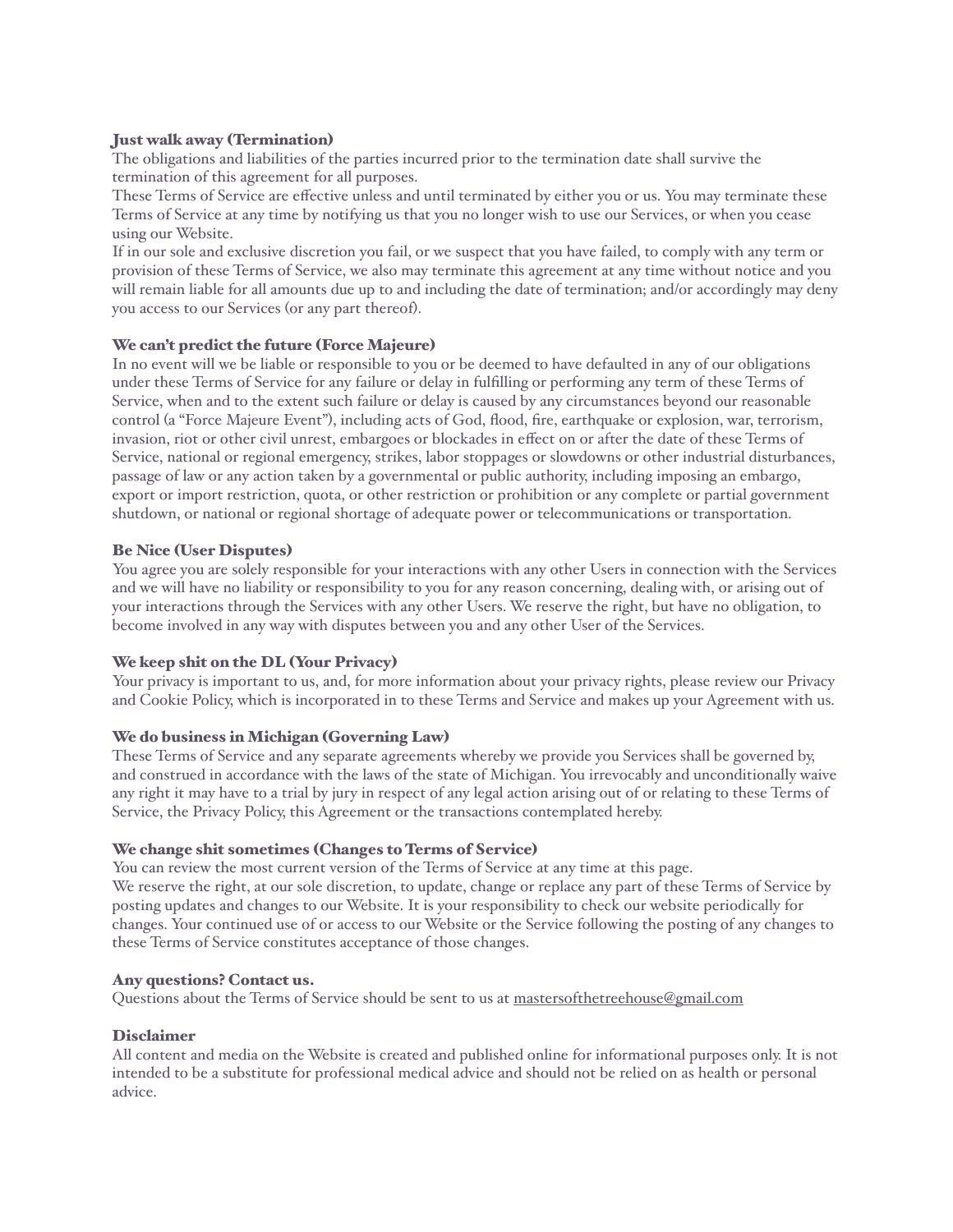**Just walk away (Termination)**
The obligations and liabilities of the parties incurred prior to the termination date shall survive the termination of this agreement for all purposes.
These Terms of Service are effective unless and until terminated by either you or us. You may terminate these Terms of Service at any time by notifying us that you no longer wish to use our Services, or when you cease using our Website.
If in our sole and exclusive discretion you fail, or we suspect that you have failed, to comply with any term or provision of these Terms of Service, we also may terminate this agreement at any time without notice and you will remain liable for all amounts due up to and including the date of termination; and/or accordingly may deny you access to our Services (or any part thereof).

**We can't predict the future (Force Majeure)**
In no event will we be liable or responsible to you or be deemed to have defaulted in any of our obligations under these Terms of Service for any failure or delay in fulfilling or performing any term of these Terms of Service, when and to the extent such failure or delay is caused by any circumstances beyond our reasonable control (a "Force Majeure Event"), including acts of God, flood, fire, earthquake or explosion, war, terrorism, invasion, riot or other civil unrest, embargoes or blockades in effect on or after the date of these Terms of Service, national or regional emergency, strikes, labor stoppages or slowdowns or other industrial disturbances, passage of law or any action taken by a governmental or public authority, including imposing an embargo, export or import restriction, quota, or other restriction or prohibition or any complete or partial government shutdown, or national or regional shortage of adequate power or telecommunications or transportation.

**Be Nice (User Disputes)**
You agree you are solely responsible for your interactions with any other Users in connection with the Services and we will have no liability or responsibility to you for any reason concerning, dealing with, or arising out of your interactions through the Services with any other Users. We reserve the right, but have no obligation, to become involved in any way with disputes between you and any other User of the Services.

**We keep shit on the DL (Your Privacy)**
Your privacy is important to us, and, for more information about your privacy rights, please review our Privacy and Cookie Policy, which is incorporated in to these Terms and Service and makes up your Agreement with us.

**We do business in Michigan (Governing Law)**
These Terms of Service and any separate agreements whereby we provide you Services shall be governed by, and construed in accordance with the laws of the state of Michigan. You irrevocably and unconditionally waive any right it may have to a trial by jury in respect of any legal action arising out of or relating to these Terms of Service, the Privacy Policy, this Agreement or the transactions contemplated hereby.

**We change shit sometimes (Changes to Terms of Service)**
You can review the most current version of the Terms of Service at any time at this page.
We reserve the right, at our sole discretion, to update, change or replace any part of these Terms of Service by posting updates and changes to our Website. It is your responsibility to check our website periodically for changes. Your continued use of or access to our Website or the Service following the posting of any changes to these Terms of Service constitutes acceptance of those changes.

**Any questions? Contact us.**
Questions about the Terms of Service should be sent to us at mastersofthetreehouse@gmail.com

**Disclaimer**
All content and media on the Website is created and published online for informational purposes only. It is not intended to be a substitute for professional medical advice and should not be relied on as health or personal advice.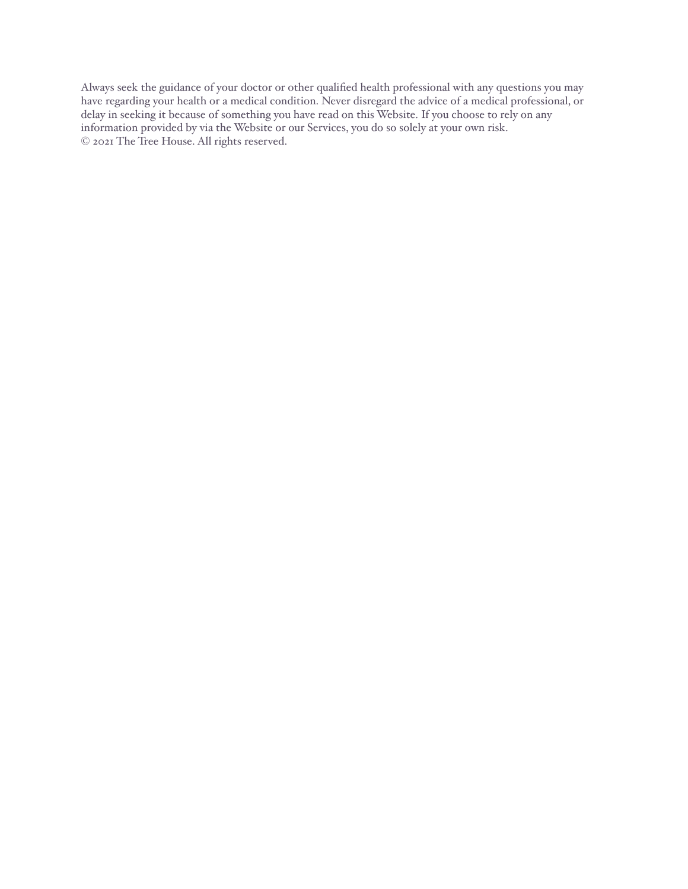Always seek the guidance of your doctor or other qualified health professional with any questions you may have regarding your health or a medical condition. Never disregard the advice of a medical professional, or delay in seeking it because of something you have read on this Website. If you choose to rely on any information provided by via the Website or our Services, you do so solely at your own risk.

© 2021 The Tree House. All rights reserved.